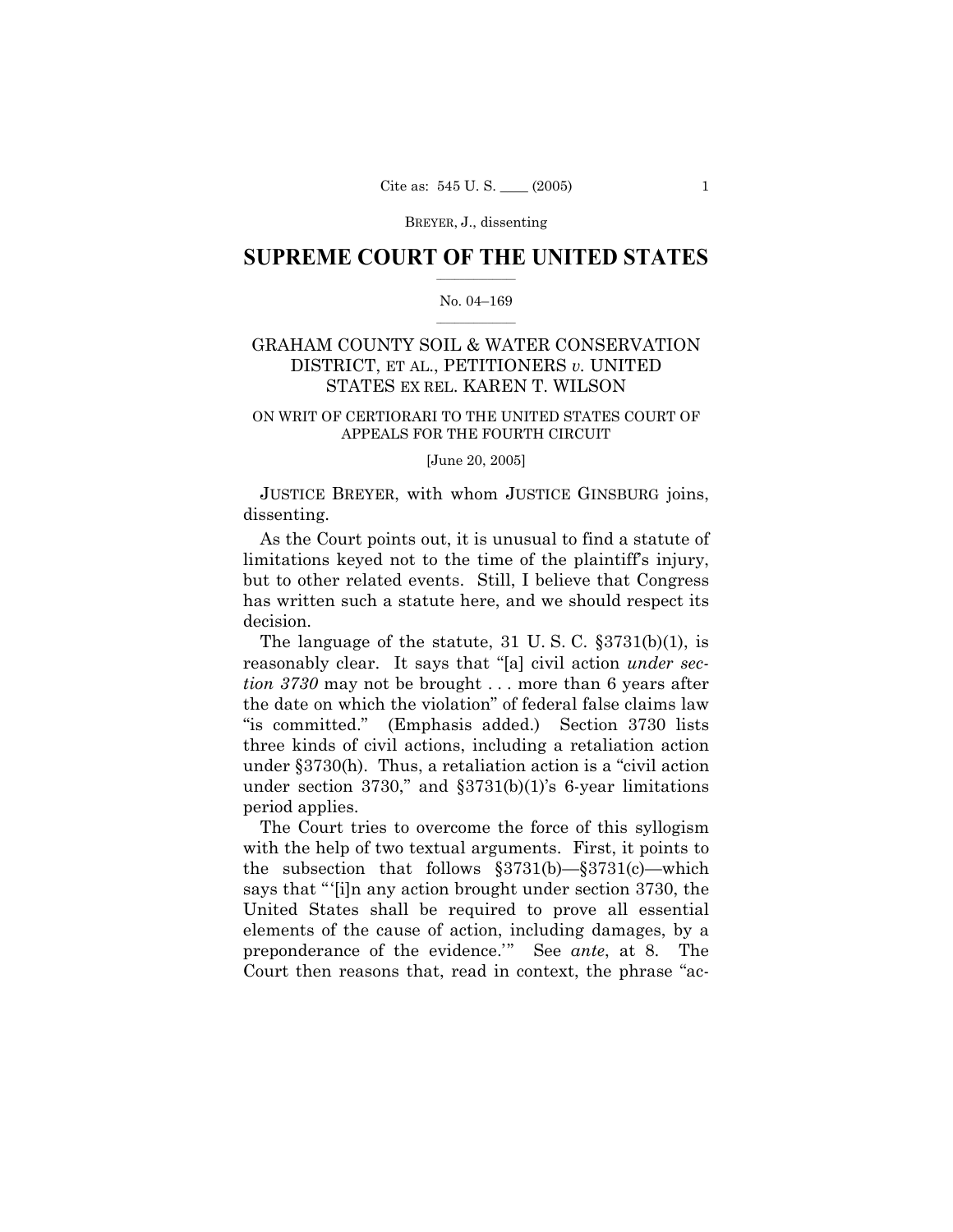## SUPREME COURT OF THE UNITED STATES

No. 04–169

GRAHAM COUNTY SOIL & WATER CONSERVATION DISTRICT, ET AL., PETITIONERS *v.* UNITED STATES EX REL. KAREN T. WILSON

ON WRIT OF CERTIORARI TO THE UNITED STATES COURT OF APPEALS FOR THE FOURTH CIRCUIT

[June 20, 2005]

JUSTICE BREYER, with whom JUSTICE GINSBURG joins, dissenting.

As the Court points out, it is unusual to find a statute of limitations keyed not to the time of the plaintiff's injury, but to other related events. Still, I believe that Congress has written such a statute here, and we should respect its decision.

The language of the statute, 31 U. S. C. §3731(b)(1), is reasonably clear. It says that "[a] civil action *under section 3730* may not be brought . . . more than 6 years after the date on which the violation" of federal false claims law "is committed." (Emphasis added.) Section 3730 lists three kinds of civil actions, including a retaliation action under §3730(h). Thus, a retaliation action is a "civil action under section 3730," and §3731(b)(1)'s 6-year limitations period applies.

The Court tries to overcome the force of this syllogism with the help of two textual arguments. First, it points to the subsection that follows §3731(b)—§3731(c)—which says that "'[i]n any action brought under section 3730, the United States shall be required to prove all essential elements of the cause of action, including damages, by a preponderance of the evidence.'" See *ante*, at 8. The Court then reasons that, read in context, the phrase "ac-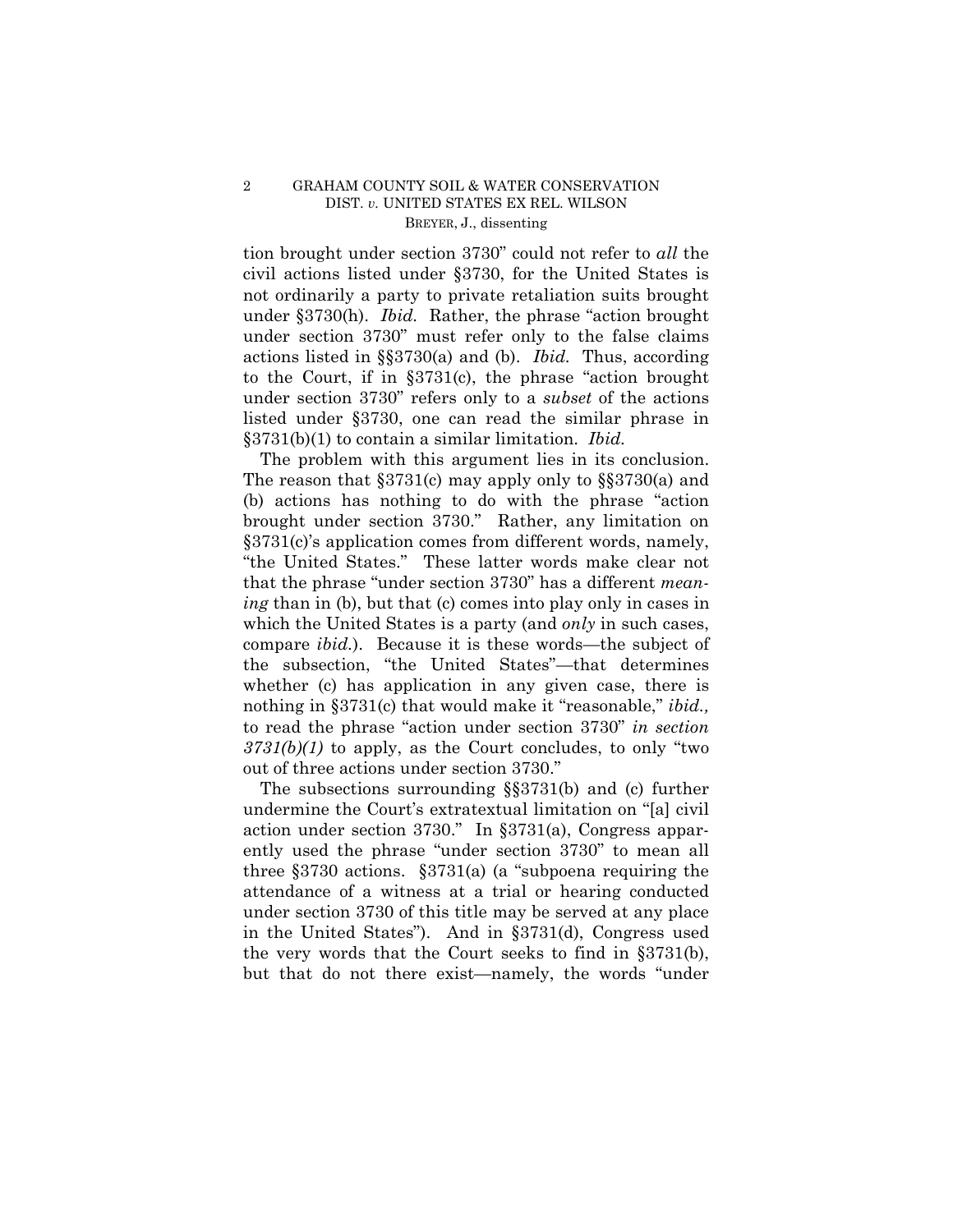tion brought under section 3730" could not refer to *all* the civil actions listed under §3730, for the United States is not ordinarily a party to private retaliation suits brought under §3730(h). *Ibid.* Rather, the phrase "action brought under section 3730" must refer only to the false claims actions listed in §§3730(a) and (b). *Ibid.* Thus, according to the Court, if in §3731(c), the phrase "action brought under section 3730" refers only to a *subset* of the actions listed under §3730, one can read the similar phrase in §3731(b)(1) to contain a similar limitation. *Ibid.*

The problem with this argument lies in its conclusion. The reason that §3731(c) may apply only to §§3730(a) and (b) actions has nothing to do with the phrase "action brought under section 3730." Rather, any limitation on §3731(c)'s application comes from different words, namely, "the United States." These latter words make clear not that the phrase "under section 3730" has a different *meaning* than in (b), but that (c) comes into play only in cases in which the United States is a party (and *only* in such cases, compare *ibid.*). Because it is these words—the subject of the subsection, "the United States"—that determines whether (c) has application in any given case, there is nothing in §3731(c) that would make it "reasonable," *ibid.,* to read the phrase "action under section 3730" *in section 3731(b)(1)* to apply, as the Court concludes, to only "two out of three actions under section 3730."

The subsections surrounding §§3731(b) and (c) further undermine the Court's extratextual limitation on "[a] civil action under section 3730." In §3731(a), Congress apparently used the phrase "under section 3730" to mean all three §3730 actions. §3731(a) (a "subpoena requiring the attendance of a witness at a trial or hearing conducted under section 3730 of this title may be served at any place in the United States"). And in §3731(d), Congress used the very words that the Court seeks to find in §3731(b), but that do not there exist—namely, the words "under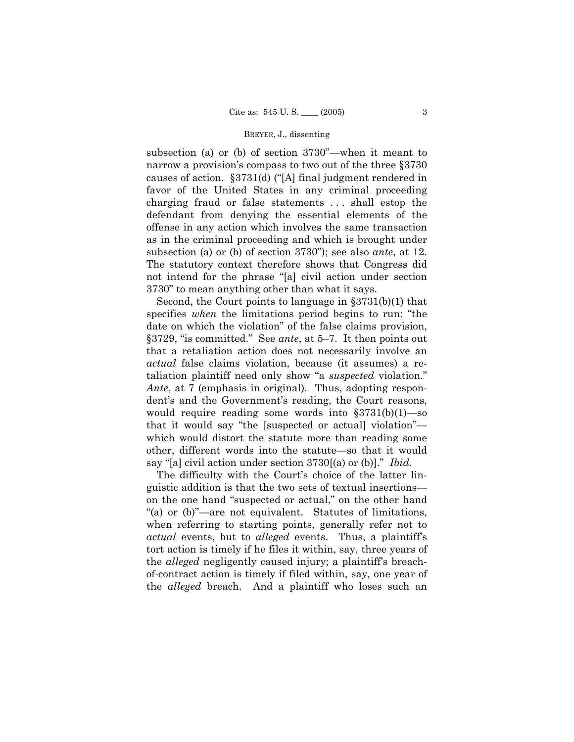subsection (a) or (b) of section 3730"—when it meant to narrow a provision's compass to two out of the three §3730 causes of action. §3731(d) ("[A] final judgment rendered in favor of the United States in any criminal proceeding charging fraud or false statements . . . shall estop the defendant from denying the essential elements of the offense in any action which involves the same transaction as in the criminal proceeding and which is brought under subsection (a) or (b) of section 3730"); see also *ante*, at 12. The statutory context therefore shows that Congress did not intend for the phrase "[a] civil action under section 3730" to mean anything other than what it says.

Second, the Court points to language in §3731(b)(1) that specifies *when* the limitations period begins to run: "the date on which the violation" of the false claims provision, §3729, "is committed." See *ante*, at 5–7. It then points out that a retaliation action does not necessarily involve an *actual* false claims violation, because (it assumes) a retaliation plaintiff need only show "a *suspected* violation." *Ante*, at 7 (emphasis in original). Thus, adopting respondent's and the Government's reading, the Court reasons, would require reading some words into §3731(b)(1)—so that it would say "the [suspected or actual] violation"—which would distort the statute more than reading some other, different words into the statute—so that it would say "[a] civil action under section 3730[(a) or (b)]." *Ibid.*

The difficulty with the Court's choice of the latter linguistic addition is that the two sets of textual insertions—on the one hand "suspected or actual," on the other hand "(a) or (b)"—are not equivalent. Statutes of limitations, when referring to starting points, generally refer not to *actual* events, but to *alleged* events. Thus, a plaintiff's tort action is timely if he files it within, say, three years of the *alleged* negligently caused injury; a plaintiff's breach-of-contract action is timely if filed within, say, one year of the *alleged* breach. And a plaintiff who loses such an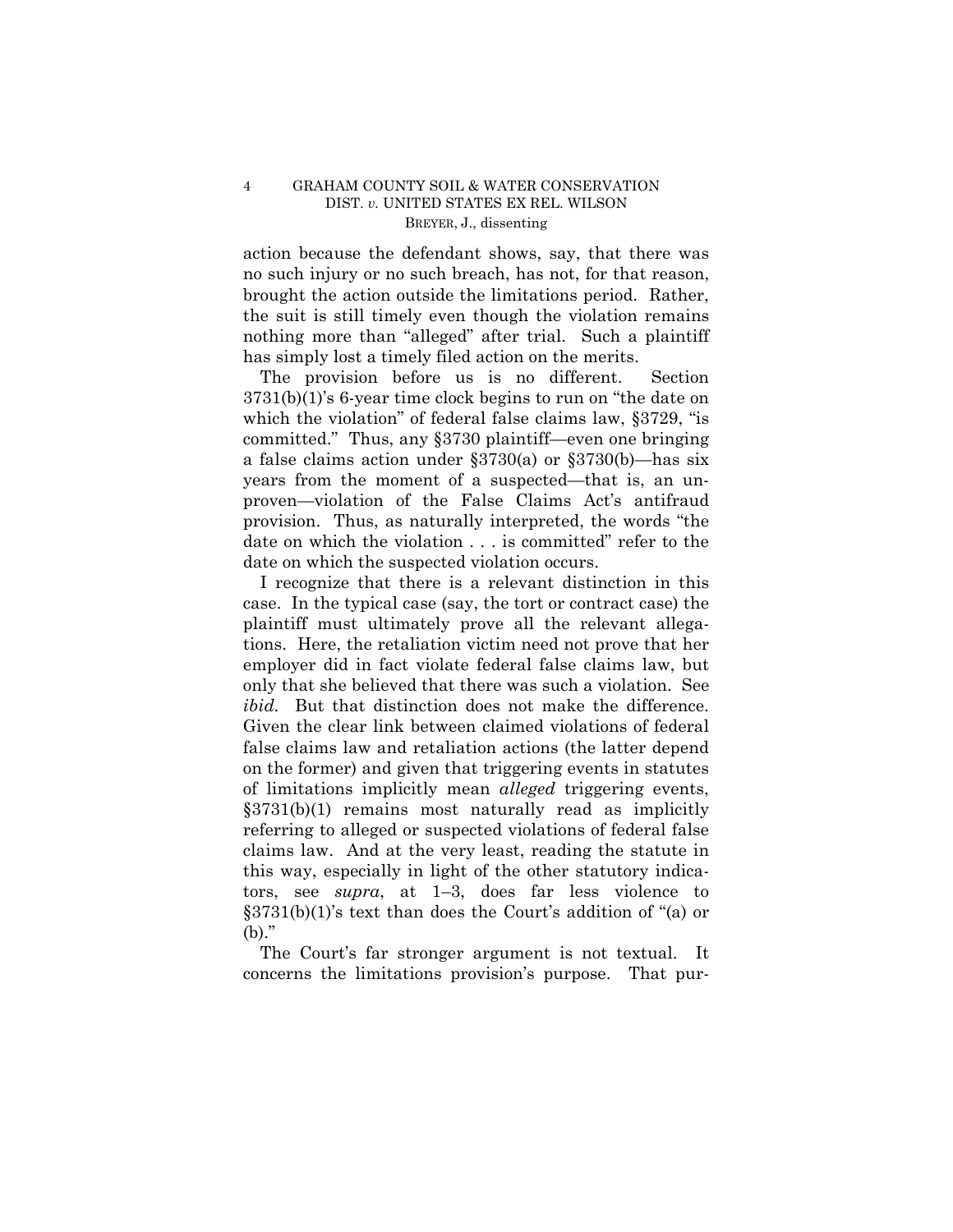action because the defendant shows, say, that there was no such injury or no such breach, has not, for that reason, brought the action outside the limitations period. Rather, the suit is still timely even though the violation remains nothing more than "alleged" after trial. Such a plaintiff has simply lost a timely filed action on the merits.

The provision before us is no different. Section 3731(b)(1)'s 6-year time clock begins to run on "the date on which the violation" of federal false claims law, §3729, "is committed." Thus, any §3730 plaintiff—even one bringing a false claims action under §3730(a) or §3730(b)—has six years from the moment of a suspected—that is, an unproven—violation of the False Claims Act's antifraud provision. Thus, as naturally interpreted, the words "the date on which the violation . . . is committed" refer to the date on which the suspected violation occurs.

I recognize that there is a relevant distinction in this case. In the typical case (say, the tort or contract case) the plaintiff must ultimately prove all the relevant allegations. Here, the retaliation victim need not prove that her employer did in fact violate federal false claims law, but only that she believed that there was such a violation. See *ibid.* But that distinction does not make the difference. Given the clear link between claimed violations of federal false claims law and retaliation actions (the latter depend on the former) and given that triggering events in statutes of limitations implicitly mean *alleged* triggering events, §3731(b)(1) remains most naturally read as implicitly referring to alleged or suspected violations of federal false claims law. And at the very least, reading the statute in this way, especially in light of the other statutory indicators, see *supra*, at 1–3, does far less violence to §3731(b)(1)'s text than does the Court's addition of "(a) or (b)."

The Court's far stronger argument is not textual. It concerns the limitations provision's purpose. That pur-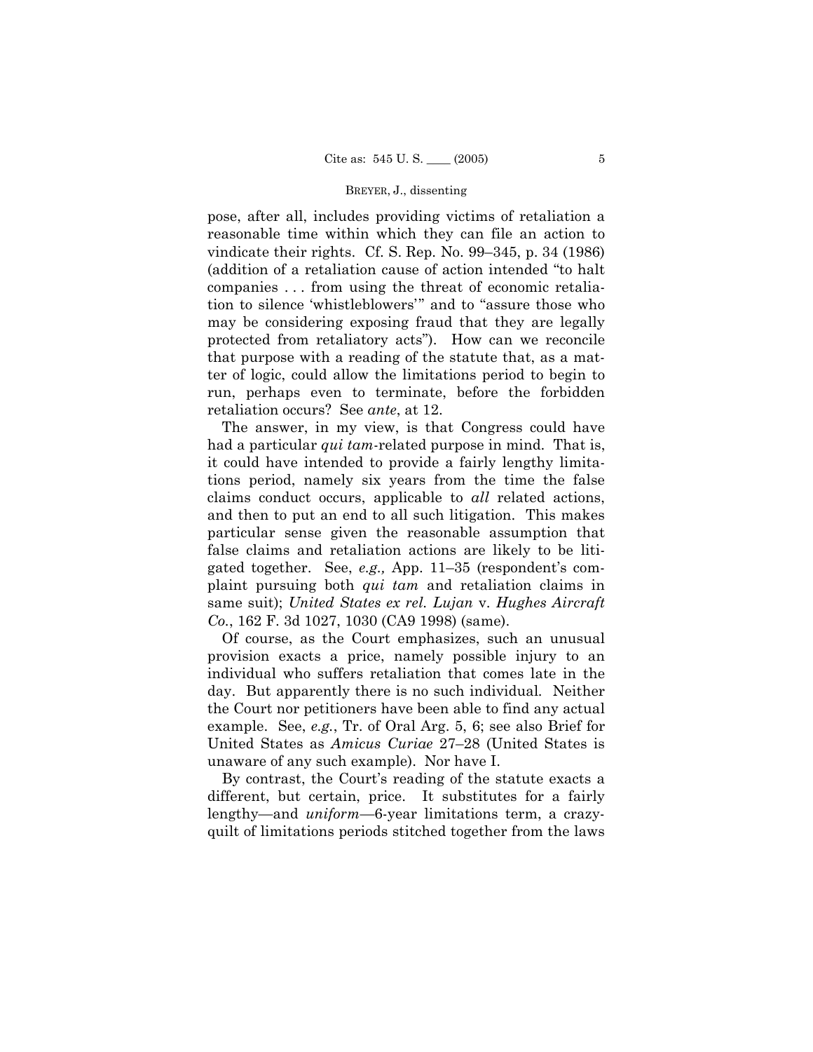pose, after all, includes providing victims of retaliation a reasonable time within which they can file an action to vindicate their rights. Cf. S. Rep. No. 99–345, p. 34 (1986) (addition of a retaliation cause of action intended "to halt companies . . . from using the threat of economic retaliation to silence 'whistleblowers'" and to "assure those who may be considering exposing fraud that they are legally protected from retaliatory acts"). How can we reconcile that purpose with a reading of the statute that, as a matter of logic, could allow the limitations period to begin to run, perhaps even to terminate, before the forbidden retaliation occurs? See *ante*, at 12.

The answer, in my view, is that Congress could have had a particular *qui tam*-related purpose in mind. That is, it could have intended to provide a fairly lengthy limitations period, namely six years from the time the false claims conduct occurs, applicable to *all* related actions, and then to put an end to all such litigation. This makes particular sense given the reasonable assumption that false claims and retaliation actions are likely to be litigated together. See, *e.g.,* App. 11–35 (respondent's complaint pursuing both *qui tam* and retaliation claims in same suit); *United States ex rel. Lujan* v. *Hughes Aircraft Co.*, 162 F. 3d 1027, 1030 (CA9 1998) (same).

Of course, as the Court emphasizes, such an unusual provision exacts a price, namely possible injury to an individual who suffers retaliation that comes late in the day. But apparently there is no such individual. Neither the Court nor petitioners have been able to find any actual example. See, *e.g.*, Tr. of Oral Arg. 5, 6; see also Brief for United States as *Amicus Curiae* 27–28 (United States is unaware of any such example). Nor have I.

By contrast, the Court's reading of the statute exacts a different, but certain, price. It substitutes for a fairly lengthy—and *uniform*—6-year limitations term, a crazy-quilt of limitations periods stitched together from the laws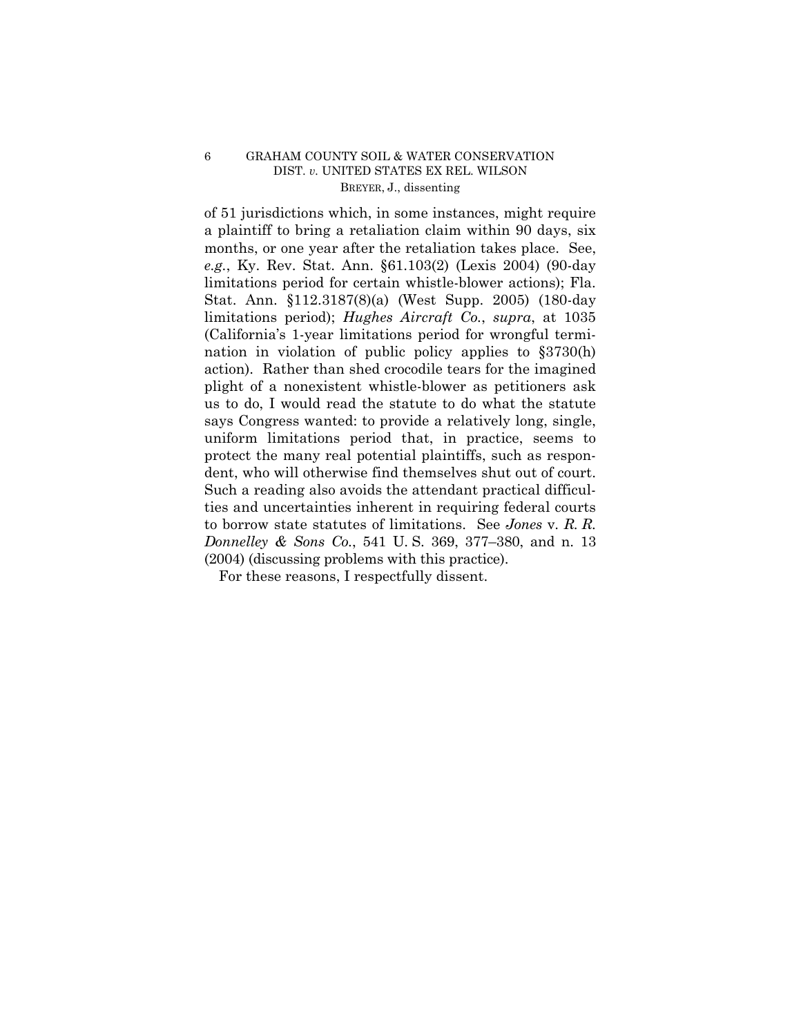of 51 jurisdictions which, in some instances, might require a plaintiff to bring a retaliation claim within 90 days, six months, or one year after the retaliation takes place. See, *e.g.*, Ky. Rev. Stat. Ann. §61.103(2) (Lexis 2004) (90-day limitations period for certain whistle-blower actions); Fla. Stat. Ann. §112.3187(8)(a) (West Supp. 2005) (180-day limitations period); *Hughes Aircraft Co.*, *supra*, at 1035 (California's 1-year limitations period for wrongful termination in violation of public policy applies to §3730(h) action). Rather than shed crocodile tears for the imagined plight of a nonexistent whistle-blower as petitioners ask us to do, I would read the statute to do what the statute says Congress wanted: to provide a relatively long, single, uniform limitations period that, in practice, seems to protect the many real potential plaintiffs, such as respondent, who will otherwise find themselves shut out of court. Such a reading also avoids the attendant practical difficulties and uncertainties inherent in requiring federal courts to borrow state statutes of limitations. See *Jones* v. *R. R. Donnelley & Sons Co.*, 541 U. S. 369, 377–380, and n. 13 (2004) (discussing problems with this practice).

For these reasons, I respectfully dissent.